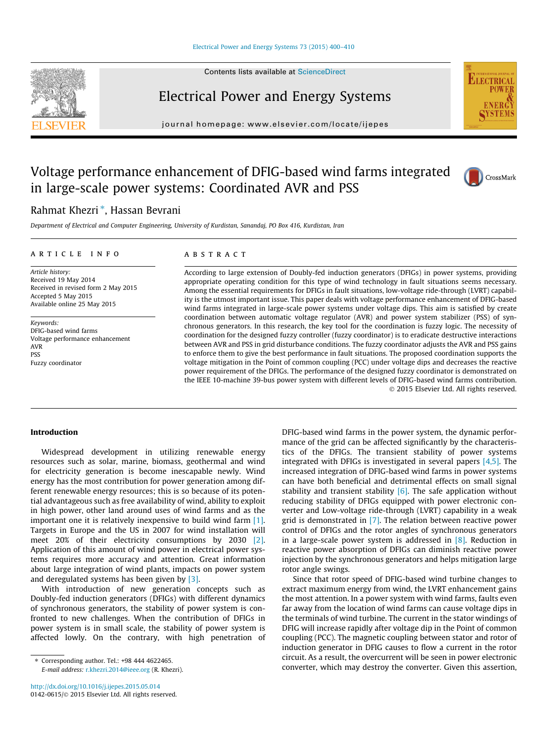# Voltage performance enhancement of DFIG-based wind farms integrated in large-scale power systems: Coordinated AVR and PSS

Rahmat Khezri *, Hassan Bevrani

*Department of Electrical and Computer Engineering, University of Kurdistan, Sanandaj, PO Box 416, Kurdistan, Iran*

## ARTICLE INFO

*Article history:*
Received 19 May 2014
Received in revised form 2 May 2015
Accepted 5 May 2015
Available online 25 May 2015

*Keywords:*
DFIG-based wind farms
Voltage performance enhancement
AVR
PSS
Fuzzy coordinator

## ABSTRACT

According to large extension of Doubly-fed induction generators (DFIGs) in power systems, providing appropriate operating condition for this type of wind technology in fault situations seems necessary. Among the essential requirements for DFIGs in fault situations, low-voltage ride-through (LVRT) capability is the utmost important issue. This paper deals with voltage performance enhancement of DFIG-based wind farms integrated in large-scale power systems under voltage dips. This aim is satisfied by create coordination between automatic voltage regulator (AVR) and power system stabilizer (PSS) of synchronous generators. In this research, the key tool for the coordination is fuzzy logic. The necessity of coordination for the designed fuzzy controller (fuzzy coordinator) is to eradicate destructive interactions between AVR and PSS in grid disturbance conditions. The fuzzy coordinator adjusts the AVR and PSS gains to enforce them to give the best performance in fault situations. The proposed coordination supports the voltage mitigation in the Point of common coupling (PCC) under voltage dips and decreases the reactive power requirement of the DFIGs. The performance of the designed fuzzy coordinator is demonstrated on the IEEE 10-machine 39-bus power system with different levels of DFIG-based wind farms contribution.

© 2015 Elsevier Ltd. All rights reserved.

## Introduction

Widespread development in utilizing renewable energy resources such as solar, marine, biomass, geothermal and wind for electricity generation is become inescapable newly. Wind energy has the most contribution for power generation among different renewable energy resources; this is so because of its potential advantageous such as free availability of wind, ability to exploit in high power, other land around uses of wind farms and as the important one it is relatively inexpensive to build wind farm [1]. Targets in Europe and the US in 2007 for wind installation will meet 20% of their electricity consumptions by 2030 [2]. Application of this amount of wind power in electrical power systems requires more accuracy and attention. Great information about large integration of wind plants, impacts on power system and deregulated systems has been given by [3].

With introduction of new generation concepts such as Doubly-fed induction generators (DFIGs) with different dynamics of synchronous generators, the stability of power system is confronted to new challenges. When the contribution of DFIGs in power system is in small scale, the stability of power system is affected lowly. On the contrary, with high penetration of DFIG-based wind farms in the power system, the dynamic performance of the grid can be affected significantly by the characteristics of the DFIGs. The transient stability of power systems integrated with DFIGs is investigated in several papers [4,5]. The increased integration of DFIG-based wind farms in power systems can have both beneficial and detrimental effects on small signal stability and transient stability [6]. The safe application without reducing stability of DFIGs equipped with power electronic converter and Low-voltage ride-through (LVRT) capability in a weak grid is demonstrated in [7]. The relation between reactive power control of DFIGs and the rotor angles of synchronous generators in a large-scale power system is addressed in [8]. Reduction in reactive power absorption of DFIGs can diminish reactive power injection by the synchronous generators and helps mitigation large rotor angle swings.

Since that rotor speed of DFIG-based wind turbine changes to extract maximum energy from wind, the LVRT enhancement gains the most attention. In a power system with wind farms, faults even far away from the location of wind farms can cause voltage dips in the terminals of wind turbine. The current in the stator windings of DFIG will increase rapidly after voltage dip in the Point of common coupling (PCC). The magnetic coupling between stator and rotor of induction generator in DFIG causes to flow a current in the rotor circuit. As a result, the overcurrent will be seen in power electronic converter, which may destroy the converter. Given this assertion,

* Corresponding author. Tel.: +98 444 4622465.
E-mail address: r.khezri.2014@ieee.org (R. Khezri).

http://dx.doi.org/10.1016/j.ijepes.2015.05.014
0142-0615/© 2015 Elsevier Ltd. All rights reserved.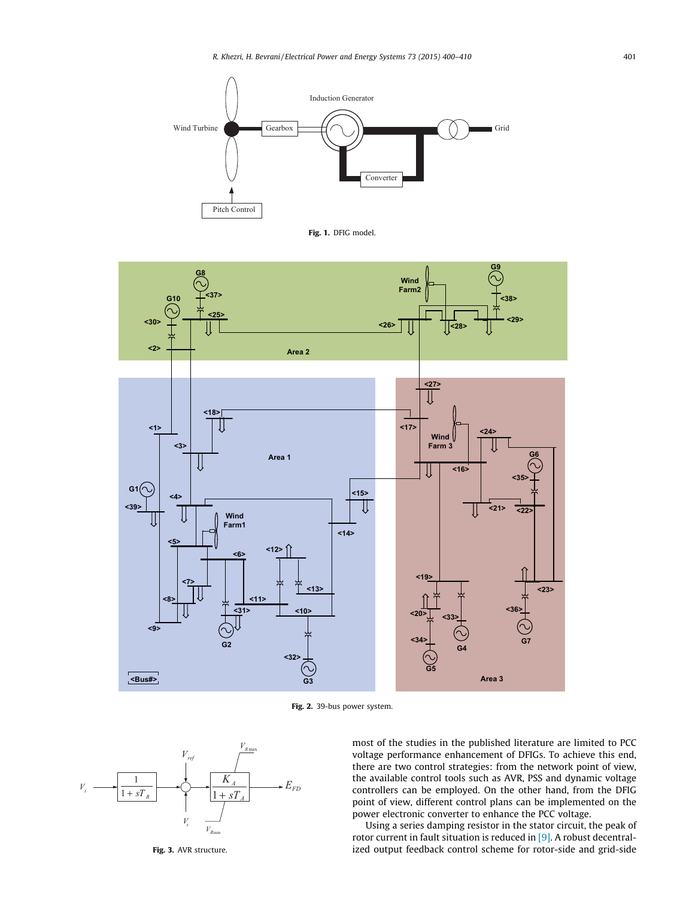Fig. 1. DFIG model.

Fig. 2. 39-bus power system.

Fig. 3. AVR structure.

most of the studies in the published literature are limited to PCC voltage performance enhancement of DFIGs. To achieve this end, there are two control strategies: from the network point of view, the available control tools such as AVR, PSS and dynamic voltage controllers can be employed. On the other hand, from the DFIG point of view, different control plans can be implemented on the power electronic converter to enhance the PCC voltage.

Using a series damping resistor in the stator circuit, the peak of rotor current in fault situation is reduced in [9]. A robust decentralized output feedback control scheme for rotor-side and grid-side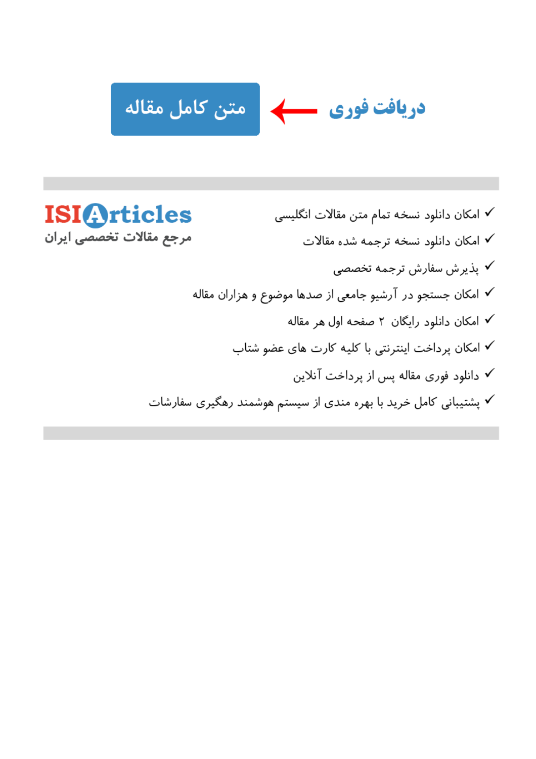دریافت فوری ← **متن کامل مقاله**

**ISIArticles**
مرجع مقالات تخصصی ایران

- ✓ امکان دانلود نسخه تمام متن مقالات انگلیسی
- ✓ امکان دانلود نسخه ترجمه شده مقالات
- ✓ پذیرش سفارش ترجمه تخصصی
- ✓ امکان جستجو در آرشیو جامعی از صدها موضوع و هزاران مقاله
- ✓ امکان دانلود رایگان ۲ صفحه اول هر مقاله
- ✓ امکان پرداخت اینترنتی با کلیه کارت های عضو شتاب
- ✓ دانلود فوری مقاله پس از پرداخت آنلاین
- ✓ پشتیبانی کامل خرید با بهره مندی از سیستم هوشمند رهگیری سفارشات